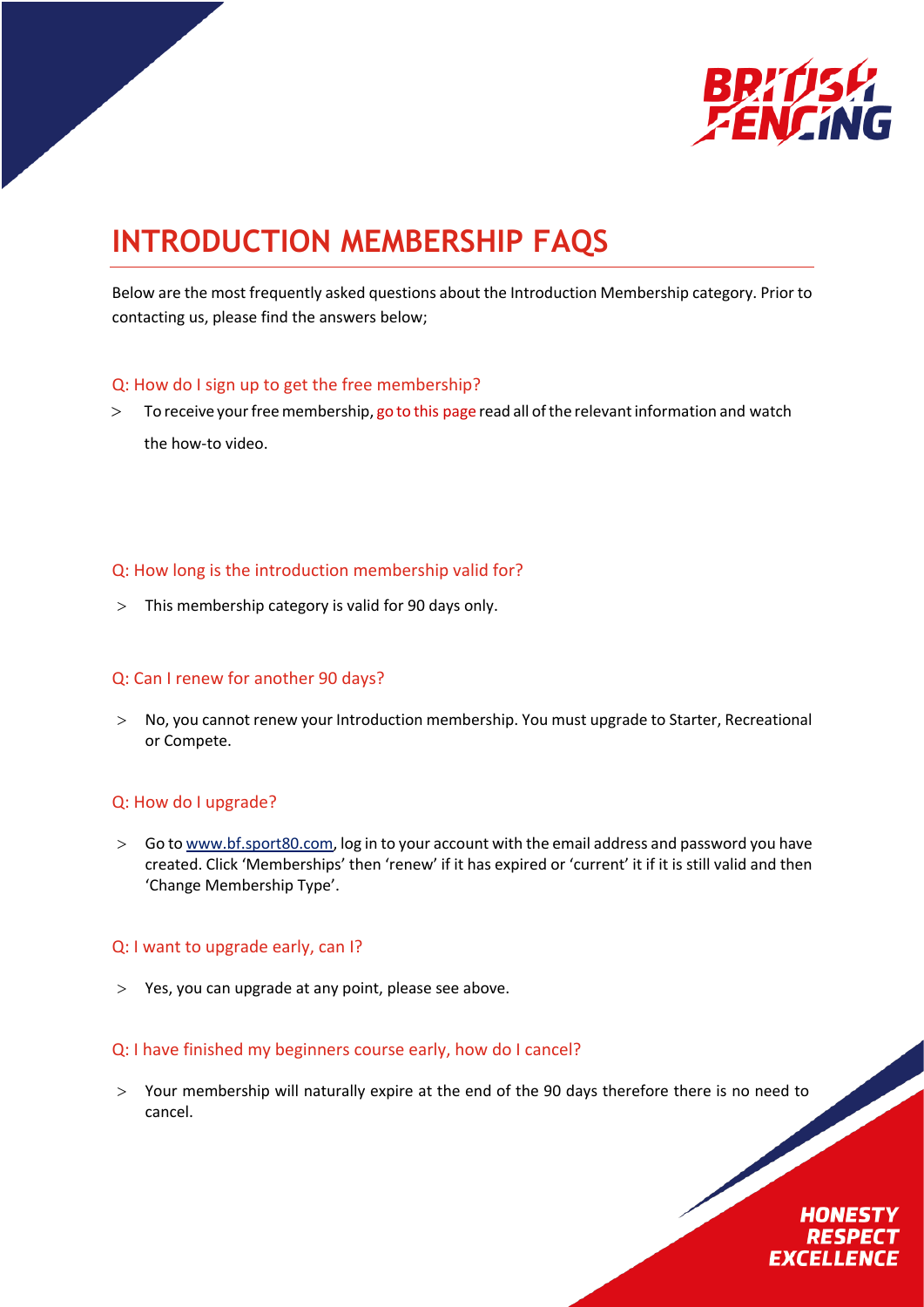# INTRODUCTION MEMBERSHIP FAQS

Below are the most frequently asked questions about the Introduction Membership category. Prior to contacting us, please find the answers below;

### Q: How do I sign up to get the free membership?

> To receive your free membership, go to this page read all of the relevant information and watch the how-to video.

### Q: How long is the introduction membership valid for?

> This membership category is valid for 90 days only.

### Q: Can I renew for another 90 days?

> No, you cannot renew your Introduction membership. You must upgrade to Starter, Recreational or Compete.

### Q: How do I upgrade?

> Go to www.bf.sport80.com, log in to your account with the email address and password you have created. Click 'Memberships' then 'renew' if it has expired or 'current' it if it is still valid and then 'Change Membership Type'.

### Q: I want to upgrade early, can I?

> Yes, you can upgrade at any point, please see above.

### Q: I have finished my beginners course early, how do I cancel?

> Your membership will naturally expire at the end of the 90 days therefore there is no need to cancel.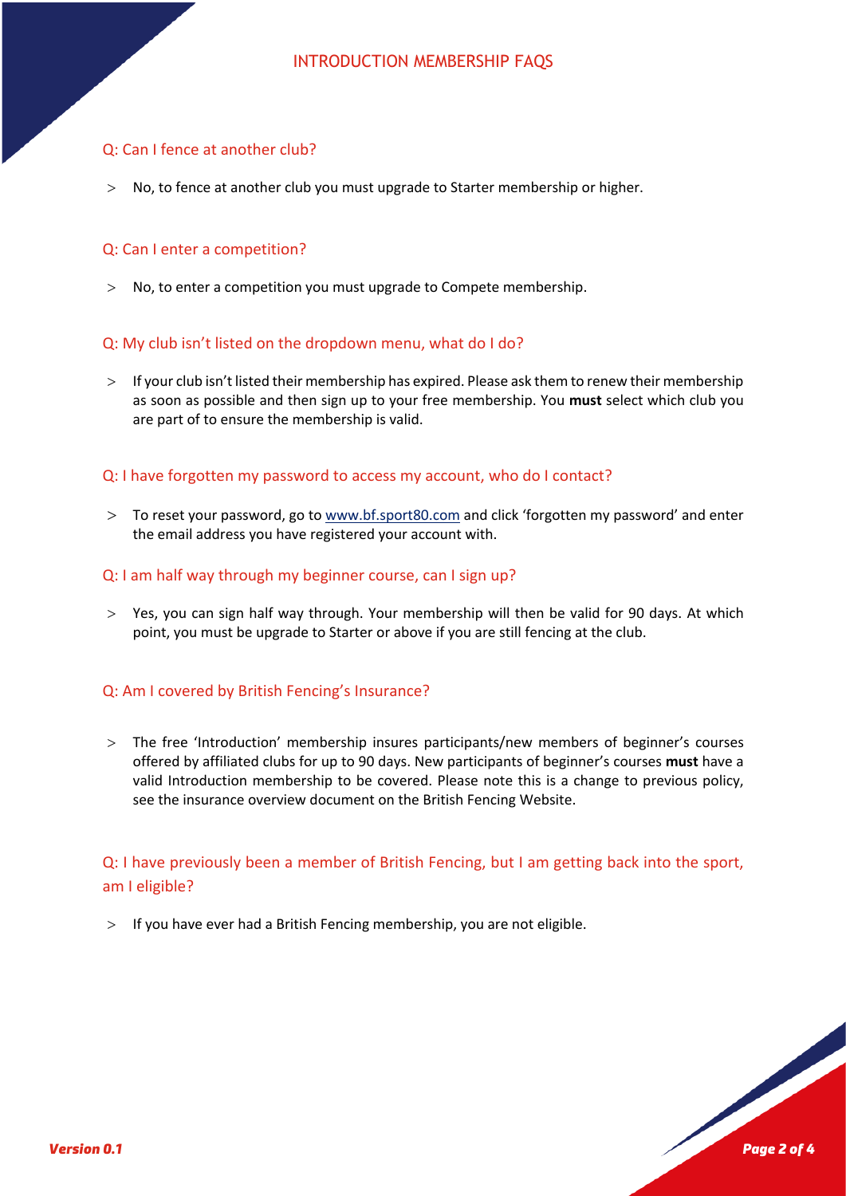## Q: Can I fence at another club?

> No, to fence at another club you must upgrade to Starter membership or higher.

## Q: Can I enter a competition?

> No, to enter a competition you must upgrade to Compete membership.

## Q: My club isn't listed on the dropdown menu, what do I do?

> If your club isn't listed their membership has expired. Please ask them to renew their membership as soon as possible and then sign up to your free membership. You **must** select which club you are part of to ensure the membership is valid.

## Q: I have forgotten my password to access my account, who do I contact?

> To reset your password, go to [www.bf.sport80.com](http://www.bf.sport80.com) and click 'forgotten my password' and enter the email address you have registered your account with.

## Q: I am half way through my beginner course, can I sign up?

> Yes, you can sign half way through. Your membership will then be valid for 90 days. At which point, you must be upgrade to Starter or above if you are still fencing at the club.

## Q: Am I covered by British Fencing's Insurance?

> The free 'Introduction' membership insures participants/new members of beginner's courses offered by affiliated clubs for up to 90 days. New participants of beginner's courses **must** have a valid Introduction membership to be covered. Please note this is a change to previous policy, see the insurance overview document on the British Fencing Website.

## Q: I have previously been a member of British Fencing, but I am getting back into the sport, am I eligible?

> If you have ever had a British Fencing membership, you are not eligible.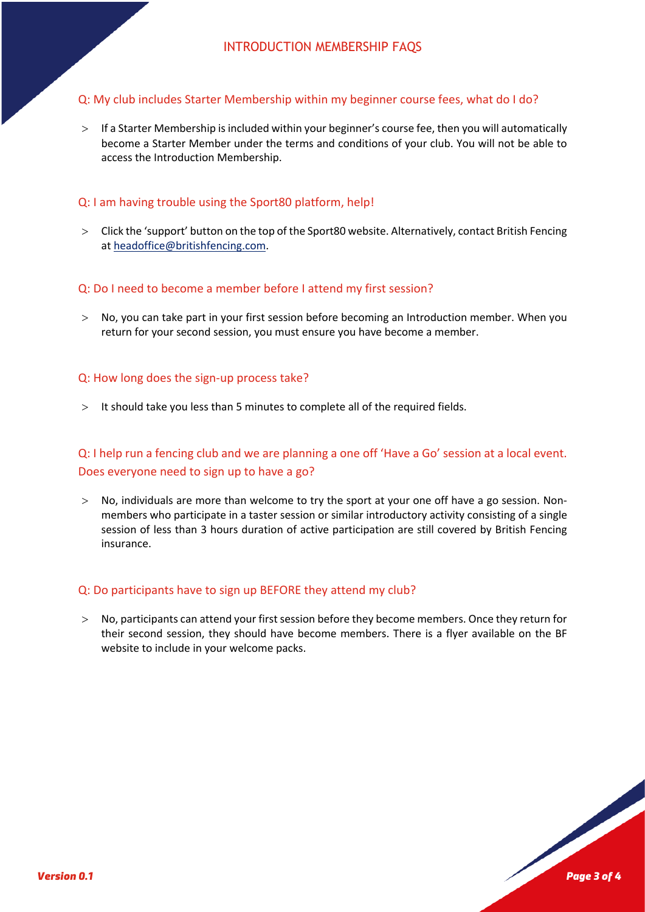## INTRODUCTION MEMBERSHIP FAQS

### Q: My club includes Starter Membership within my beginner course fees, what do I do?

> If a Starter Membership is included within your beginner's course fee, then you will automatically become a Starter Member under the terms and conditions of your club. You will not be able to access the Introduction Membership.

### Q: I am having trouble using the Sport80 platform, help!

> Click the 'support' button on the top of the Sport80 website. Alternatively, contact British Fencing at headoffice@britishfencing.com.

### Q: Do I need to become a member before I attend my first session?

> No, you can take part in your first session before becoming an Introduction member. When you return for your second session, you must ensure you have become a member.

### Q: How long does the sign-up process take?

> It should take you less than 5 minutes to complete all of the required fields.

### Q: I help run a fencing club and we are planning a one off 'Have a Go' session at a local event. Does everyone need to sign up to have a go?

> No, individuals are more than welcome to try the sport at your one off have a go session. Non-members who participate in a taster session or similar introductory activity consisting of a single session of less than 3 hours duration of active participation are still covered by British Fencing insurance.

### Q: Do participants have to sign up BEFORE they attend my club?

> No, participants can attend your first session before they become members. Once they return for their second session, they should have become members. There is a flyer available on the BF website to include in your welcome packs.

*Version 0.1*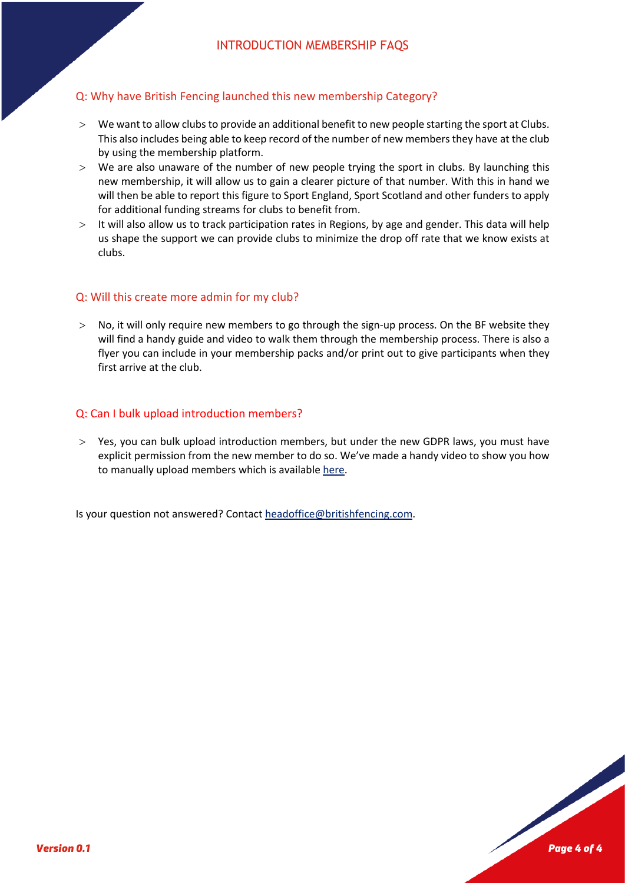# INTRODUCTION MEMBERSHIP FAQS

## Q: Why have British Fencing launched this new membership Category?

- We want to allow clubs to provide an additional benefit to new people starting the sport at Clubs. This also includes being able to keep record of the number of new members they have at the club by using the membership platform.
- We are also unaware of the number of new people trying the sport in clubs. By launching this new membership, it will allow us to gain a clearer picture of that number. With this in hand we will then be able to report this figure to Sport England, Sport Scotland and other funders to apply for additional funding streams for clubs to benefit from.
- It will also allow us to track participation rates in Regions, by age and gender. This data will help us shape the support we can provide clubs to minimize the drop off rate that we know exists at clubs.

## Q: Will this create more admin for my club?

- No, it will only require new members to go through the sign-up process. On the BF website they will find a handy guide and video to walk them through the membership process. There is also a flyer you can include in your membership packs and/or print out to give participants when they first arrive at the club.

## Q: Can I bulk upload introduction members?

- Yes, you can bulk upload introduction members, but under the new GDPR laws, you must have explicit permission from the new member to do so. We've made a handy video to show you how to manually upload members which is available here.

Is your question not answered? Contact headoffice@britishfencing.com.

*Version 0.1*